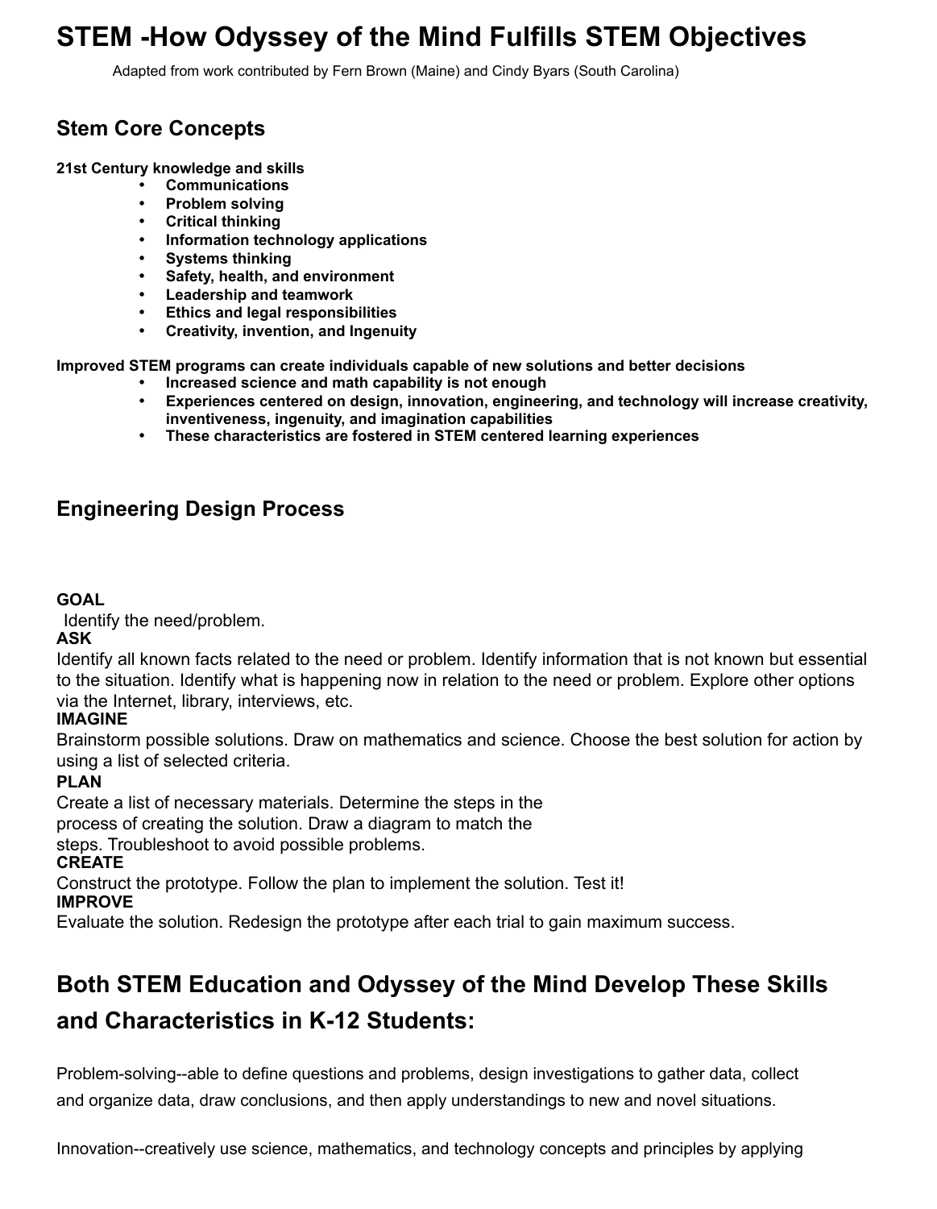# STEM -How Odyssey of the Mind Fulfills STEM Objectives

Adapted from work contributed by Fern Brown (Maine) and Cindy Byars (South Carolina)

## Stem Core Concepts

**21st Century knowledge and skills**

- **Communications**
- **Problem solving**
- **Critical thinking**
- **Information technology applications**
- **Systems thinking**
- **Safety, health, and environment**
- **Leadership and teamwork**
- **Ethics and legal responsibilities**
- **Creativity, invention, and Ingenuity**

**Improved STEM programs can create individuals capable of new solutions and better decisions**

- **Increased science and math capability is not enough**
- **Experiences centered on design, innovation, engineering, and technology will increase creativity, inventiveness, ingenuity, and imagination capabilities**
- **These characteristics are fostered in STEM centered learning experiences**

## Engineering Design Process

**GOAL**
Identify the need/problem.

**ASK**
Identify all known facts related to the need or problem. Identify information that is not known but essential to the situation. Identify what is happening now in relation to the need or problem. Explore other options via the Internet, library, interviews, etc.

**IMAGINE**
Brainstorm possible solutions. Draw on mathematics and science. Choose the best solution for action by using a list of selected criteria.

**PLAN**
Create a list of necessary materials. Determine the steps in the process of creating the solution. Draw a diagram to match the steps. Troubleshoot to avoid possible problems.

**CREATE**
Construct the prototype. Follow the plan to implement the solution. Test it!

**IMPROVE**
Evaluate the solution. Redesign the prototype after each trial to gain maximum success.

## Both STEM Education and Odyssey of the Mind Develop These Skills and Characteristics in K-12 Students:

Problem-solving--able to define questions and problems, design investigations to gather data, collect and organize data, draw conclusions, and then apply understandings to new and novel situations.

Innovation--creatively use science, mathematics, and technology concepts and principles by applying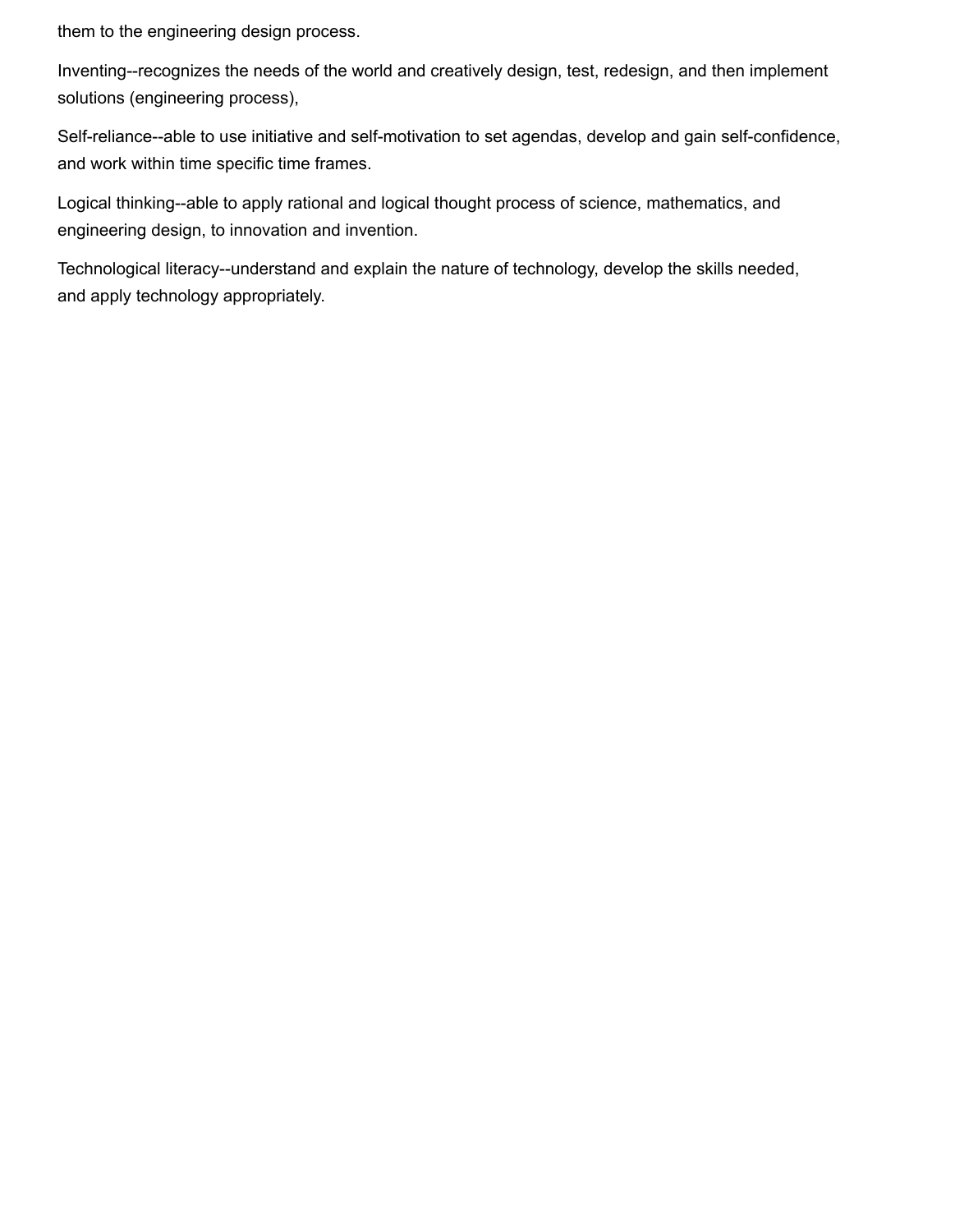them to the engineering design process.

Inventing--recognizes the needs of the world and creatively design, test, redesign, and then implement solutions (engineering process),

Self-reliance--able to use initiative and self-motivation to set agendas, develop and gain self-confidence, and work within time specific time frames.

Logical thinking--able to apply rational and logical thought process of science, mathematics, and engineering design, to innovation and invention.

Technological literacy--understand and explain the nature of technology, develop the skills needed, and apply technology appropriately.